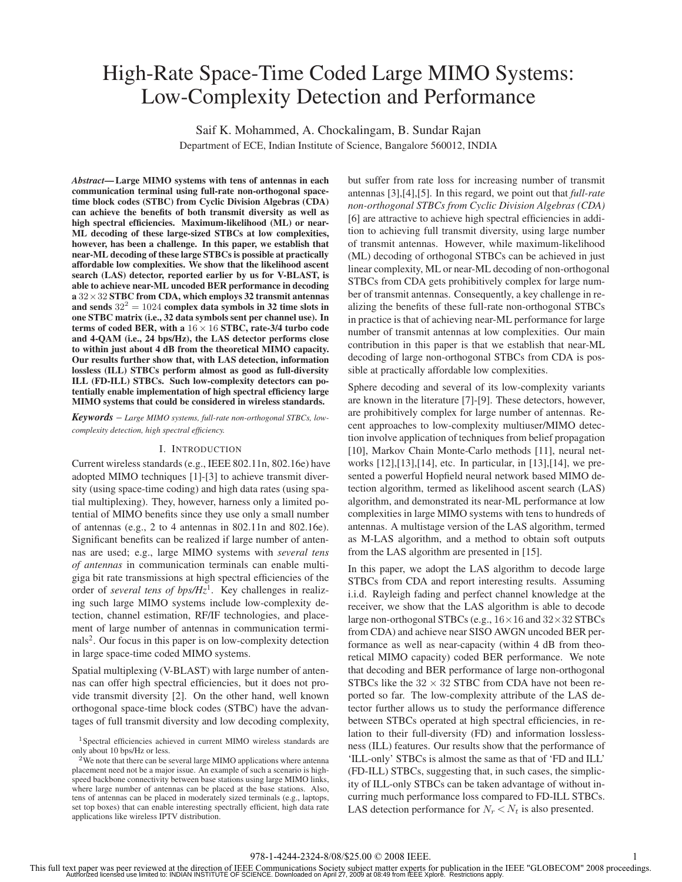# High-Rate Space-Time Coded Large MIMO Systems: Low-Complexity Detection and Performance

Saif K. Mohammed, A. Chockalingam, B. Sundar Rajan

Department of ECE, Indian Institute of Science, Bangalore 560012, INDIA

***Abstract*— Large MIMO systems with tens of antennas in each communication terminal using full-rate non-orthogonal space-time block codes (STBC) from Cyclic Division Algebras (CDA) can achieve the benefits of both transmit diversity as well as high spectral efficiencies. Maximum-likelihood (ML) or near-ML decoding of these large-sized STBCs at low complexities, however, has been a challenge. In this paper, we establish that near-ML decoding of these large STBCs is possible at practically affordable low complexities. We show that the likelihood ascent search (LAS) detector, reported earlier by us for V-BLAST, is able to achieve near-ML uncoded BER performance in decoding a $32 \times 32$ STBC from CDA, which employs 32 transmit antennas and sends $32^2 = 1024$ complex data symbols in 32 time slots in one STBC matrix (i.e., 32 data symbols sent per channel use). In terms of coded BER, with a $16 \times 16$ STBC, rate-3/4 turbo code and 4-QAM (i.e., 24 bps/Hz), the LAS detector performs close to within just about 4 dB from the theoretical MIMO capacity. Our results further show that, with LAS detection, information lossless (ILL) STBCs perform almost as good as full-diversity ILL (FD-ILL) STBCs. Such low-complexity detectors can potentially enable implementation of high spectral efficiency large MIMO systems that could be considered in wireless standards.**

***Keywords*** – *Large MIMO systems, full-rate non-orthogonal STBCs, low-complexity detection, high spectral efficiency.*

## I. INTRODUCTION

Current wireless standards (e.g., IEEE 802.11n, 802.16e) have adopted MIMO techniques [1]-[3] to achieve transmit diversity (using space-time coding) and high data rates (using spatial multiplexing). They, however, harness only a limited potential of MIMO benefits since they use only a small number of antennas (e.g., 2 to 4 antennas in 802.11n and 802.16e). Significant benefits can be realized if large number of antennas are used; e.g., large MIMO systems with *several tens of antennas* in communication terminals can enable multi-giga bit rate transmissions at high spectral efficiencies of the order of *several tens of bps/Hz*[1]. Key challenges in realizing such large MIMO systems include low-complexity detection, channel estimation, RF/IF technologies, and placement of large number of antennas in communication terminals[2]. Our focus in this paper is on low-complexity detection in large space-time coded MIMO systems.

Spatial multiplexing (V-BLAST) with large number of antennas can offer high spectral efficiencies, but it does not provide transmit diversity [2]. On the other hand, well known orthogonal space-time block codes (STBC) have the advantages of full transmit diversity and low decoding complexity, but suffer from rate loss for increasing number of transmit antennas [3],[4],[5]. In this regard, we point out that *full-rate non-orthogonal STBCs from Cyclic Division Algebras (CDA)* [6] are attractive to achieve high spectral efficiencies in addition to achieving full transmit diversity, using large number of transmit antennas. However, while maximum-likelihood (ML) decoding of orthogonal STBCs can be achieved in just linear complexity, ML or near-ML decoding of non-orthogonal STBCs from CDA gets prohibitively complex for large number of transmit antennas. Consequently, a key challenge in realizing the benefits of these full-rate non-orthogonal STBCs in practice is that of achieving near-ML performance for large number of transmit antennas at low complexities. Our main contribution in this paper is that we establish that near-ML decoding of large non-orthogonal STBCs from CDA is possible at practically affordable low complexities.

Sphere decoding and several of its low-complexity variants are known in the literature [7]-[9]. These detectors, however, are prohibitively complex for large number of antennas. Recent approaches to low-complexity multiuser/MIMO detection involve application of techniques from belief propagation [10], Markov Chain Monte-Carlo methods [11], neural networks [12],[13],[14], etc. In particular, in [13],[14], we presented a powerful Hopfield neural network based MIMO detection algorithm, termed as likelihood ascent search (LAS) algorithm, and demonstrated its near-ML performance at low complexities in large MIMO systems with tens to hundreds of antennas. A multistage version of the LAS algorithm, termed as M-LAS algorithm, and a method to obtain soft outputs from the LAS algorithm are presented in [15].

In this paper, we adopt the LAS algorithm to decode large STBCs from CDA and report interesting results. Assuming i.i.d. Rayleigh fading and perfect channel knowledge at the receiver, we show that the LAS algorithm is able to decode large non-orthogonal STBCs (e.g., $16 \times 16$ and $32 \times 32$ STBCs from CDA) and achieve near SISO AWGN uncoded BER performance as well as near-capacity (within 4 dB from theoretical MIMO capacity) coded BER performance. We note that decoding and BER performance of large non-orthogonal STBCs like the $32 \times 32$ STBC from CDA have not been reported so far. The low-complexity attribute of the LAS detector further allows us to study the performance difference between STBCs operated at high spectral efficiencies, in relation to their full-diversity (FD) and information losslessness (ILL) features. Our results show that the performance of 'ILL-only' STBCs is almost the same as that of 'FD and ILL' (FD-ILL) STBCs, suggesting that, in such cases, the simplicity of ILL-only STBCs can be taken advantage of without incurring much performance loss compared to FD-ILL STBCs. LAS detection performance for $N_r < N_t$ is also presented.

---

[1] Spectral efficiencies achieved in current MIMO wireless standards are only about 10 bps/Hz or less.

[2] We note that there can be several large MIMO applications where antenna placement need not be a major issue. An example of such a scenario is high-speed backbone connectivity between base stations using large MIMO links, where large number of antennas can be placed at the base stations. Also, tens of antennas can be placed in moderately sized terminals (e.g., laptops, set top boxes) that can enable interesting spectrally efficient, high data rate applications like wireless IPTV distribution.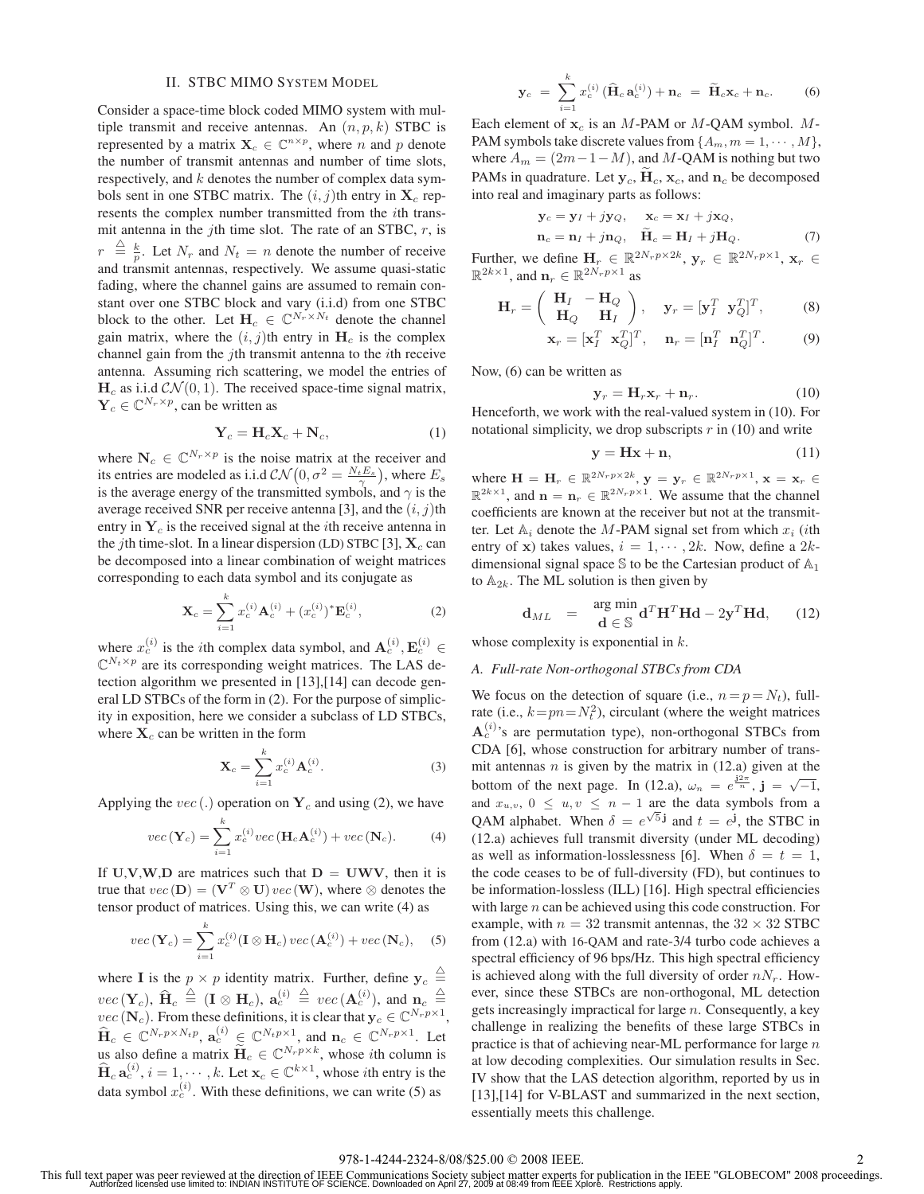## II. STBC MIMO System Model

Consider a space-time block coded MIMO system with multiple transmit and receive antennas. An $(n, p, k)$ STBC is represented by a matrix $\mathbf{X}_c \in \mathbb{C}^{n \times p}$, where $n$ and $p$ denote the number of transmit antennas and number of time slots, respectively, and $k$ denotes the number of complex data symbols sent in one STBC matrix. The $(i, j)$th entry in $\mathbf{X}_c$ represents the complex number transmitted from the $i$th transmit antenna in the $j$th time slot. The rate of an STBC, $r$, is $r \stackrel{\triangle}{=} \frac{k}{p}$. Let $N_r$ and $N_t = n$ denote the number of receive and transmit antennas, respectively. We assume quasi-static fading, where the channel gains are assumed to remain constant over one STBC block and vary (i.i.d) from one STBC block to the other. Let $\mathbf{H}_c \in \mathbb{C}^{N_r \times N_t}$ denote the channel gain matrix, where the $(i, j)$th entry in $\mathbf{H}_c$ is the complex channel gain from the $j$th transmit antenna to the $i$th receive antenna. Assuming rich scattering, we model the entries of $\mathbf{H}_c$ as i.i.d $\mathcal{CN}(0, 1)$. The received space-time signal matrix, $\mathbf{Y}_c \in \mathbb{C}^{N_r \times p}$, can be written as

$$\mathbf{Y}_c = \mathbf{H}_c \mathbf{X}_c + \mathbf{N}_c, \tag{1}$$

where $\mathbf{N}_c \in \mathbb{C}^{N_r \times p}$ is the noise matrix at the receiver and its entries are modeled as i.i.d $\mathcal{CN}\big(0, \sigma^2 = \frac{N_t E_s}{\gamma}\big)$, where $E_s$ is the average energy of the transmitted symbols, and $\gamma$ is the average received SNR per receive antenna [3], and the $(i, j)$th entry in $\mathbf{Y}_c$ is the received signal at the $i$th receive antenna in the $j$th time-slot. In a linear dispersion (LD) STBC [3], $\mathbf{X}_c$ can be decomposed into a linear combination of weight matrices corresponding to each data symbol and its conjugate as

$$\mathbf{X}_c = \sum_{i=1}^{k} x_c^{(i)} \mathbf{A}_c^{(i)} + (x_c^{(i)})^* \mathbf{E}_c^{(i)}, \tag{2}$$

where $x_c^{(i)}$ is the $i$th complex data symbol, and $\mathbf{A}_c^{(i)}, \mathbf{E}_c^{(i)} \in \mathbb{C}^{N_t \times p}$ are its corresponding weight matrices. The LAS detection algorithm we presented in [13],[14] can decode general LD STBCs of the form in (2). For the purpose of simplicity in exposition, here we consider a subclass of LD STBCs, where $\mathbf{X}_c$ can be written in the form

$$\mathbf{X}_c = \sum_{i=1}^{k} x_c^{(i)} \mathbf{A}_c^{(i)}. \tag{3}$$

Applying the $vec\,(.)$ operation on $\mathbf{Y}_c$ and using (2), we have

$$vec\,(\mathbf{Y}_c) = \sum_{i=1}^{k} x_c^{(i)} vec\,(\mathbf{H}_c \mathbf{A}_c^{(i)}) + vec\,(\mathbf{N}_c). \tag{4}$$

If $\mathbf{U}$,$\mathbf{V}$,$\mathbf{W}$,$\mathbf{D}$ are matrices such that $\mathbf{D} = \mathbf{U}\mathbf{W}\mathbf{V}$, then it is true that $vec\,(\mathbf{D}) = (\mathbf{V}^T \otimes \mathbf{U})\, vec\,(\mathbf{W})$, where $\otimes$ denotes the tensor product of matrices. Using this, we can write (4) as

$$vec\,(\mathbf{Y}_c) = \sum_{i=1}^{k} x_c^{(i)} (\mathbf{I} \otimes \mathbf{H}_c)\, vec\,(\mathbf{A}_c^{(i)}) + vec\,(\mathbf{N}_c), \tag{5}$$

where $\mathbf{I}$ is the $p \times p$ identity matrix. Further, define $\mathbf{y}_c \stackrel{\triangle}{=} vec\,(\mathbf{Y}_c)$, $\widehat{\mathbf{H}}_c \stackrel{\triangle}{=} (\mathbf{I} \otimes \mathbf{H}_c)$, $\mathbf{a}_c^{(i)} \stackrel{\triangle}{=} vec\,(\mathbf{A}_c^{(i)})$, and $\mathbf{n}_c \stackrel{\triangle}{=} vec\,(\mathbf{N}_c)$. From these definitions, it is clear that $\mathbf{y}_c \in \mathbb{C}^{N_r p \times 1}$, $\widehat{\mathbf{H}}_c \in \mathbb{C}^{N_r p \times N_t p}$, $\mathbf{a}_c^{(i)} \in \mathbb{C}^{N_t p \times 1}$, and $\mathbf{n}_c \in \mathbb{C}^{N_r p \times 1}$. Let us also define a matrix $\widetilde{\mathbf{H}}_c \in \mathbb{C}^{N_r p \times k}$, whose $i$th column is $\widehat{\mathbf{H}}_c \, \mathbf{a}_c^{(i)}$, $i = 1, \cdots, k$. Let $\mathbf{x}_c \in \mathbb{C}^{k \times 1}$, whose $i$th entry is the data symbol $x_c^{(i)}$. With these definitions, we can write (5) as

$$\mathbf{y}_c \;=\; \sum_{i=1}^{k} x_c^{(i)} \, (\widehat{\mathbf{H}}_c \, \mathbf{a}_c^{(i)}) + \mathbf{n}_c \;=\; \widetilde{\mathbf{H}}_c \mathbf{x}_c + \mathbf{n}_c. \tag{6}$$

Each element of $\mathbf{x}_c$ is an $M$-PAM or $M$-QAM symbol. $M$-PAM symbols take discrete values from $\{A_m, m = 1, \cdots, M\}$, where $A_m = (2m - 1 - M)$, and $M$-QAM is nothing but two PAMs in quadrature. Let $\mathbf{y}_c$, $\widetilde{\mathbf{H}}_c$, $\mathbf{x}_c$, and $\mathbf{n}_c$ be decomposed into real and imaginary parts as follows:

$$\begin{aligned} \mathbf{y}_c &= \mathbf{y}_I + j\mathbf{y}_Q, & \mathbf{x}_c &= \mathbf{x}_I + j\mathbf{x}_Q, \\ \mathbf{n}_c &= \mathbf{n}_I + j\mathbf{n}_Q, & \widetilde{\mathbf{H}}_c &= \mathbf{H}_I + j\mathbf{H}_Q. \end{aligned} \tag{7}$$

Further, we define $\mathbf{H}_r \in \mathbb{R}^{2N_r p \times 2k}$, $\mathbf{y}_r \in \mathbb{R}^{2N_r p \times 1}$, $\mathbf{x}_r \in \mathbb{R}^{2k \times 1}$, and $\mathbf{n}_r \in \mathbb{R}^{2N_r p \times 1}$ as

$$\mathbf{H}_r = \begin{pmatrix} \mathbf{H}_I & -\mathbf{H}_Q \\ \mathbf{H}_Q & \mathbf{H}_I \end{pmatrix}, \quad \mathbf{y}_r = [\mathbf{y}_I^T \;\; \mathbf{y}_Q^T]^T, \tag{8}$$

$$\mathbf{x}_r = [\mathbf{x}_I^T \;\; \mathbf{x}_Q^T]^T, \quad \mathbf{n}_r = [\mathbf{n}_I^T \;\; \mathbf{n}_Q^T]^T. \tag{9}$$

Now, (6) can be written as

$$\mathbf{y}_r = \mathbf{H}_r \mathbf{x}_r + \mathbf{n}_r. \tag{10}$$

Henceforth, we work with the real-valued system in (10). For notational simplicity, we drop subscripts $r$ in (10) and write

$$\mathbf{y} = \mathbf{H}\mathbf{x} + \mathbf{n}, \tag{11}$$

where $\mathbf{H} = \mathbf{H}_r \in \mathbb{R}^{2N_r p \times 2k}$, $\mathbf{y} = \mathbf{y}_r \in \mathbb{R}^{2N_r p \times 1}$, $\mathbf{x} = \mathbf{x}_r \in \mathbb{R}^{2k \times 1}$, and $\mathbf{n} = \mathbf{n}_r \in \mathbb{R}^{2N_r p \times 1}$. We assume that the channel coefficients are known at the receiver but not at the transmitter. Let $\mathbb{A}_i$ denote the $M$-PAM signal set from which $x_i$ ($i$th entry of $\mathbf{x}$) takes values, $i = 1, \cdots, 2k$. Now, define a $2k$-dimensional signal space $\mathbb{S}$ to be the Cartesian product of $\mathbb{A}_1$ to $\mathbb{A}_{2k}$. The ML solution is then given by

$$\mathbf{d}_{ML} \;\; = \;\; \mathop{\arg\min}_{\mathbf{d} \in \mathbb{S}} \mathbf{d}^T \mathbf{H}^T \mathbf{H} \mathbf{d} - 2\mathbf{y}^T \mathbf{H} \mathbf{d}, \tag{12}$$

whose complexity is exponential in $k$.

### A. Full-rate Non-orthogonal STBCs from CDA

We focus on the detection of square (i.e., $n = p = N_t$), full-rate (i.e., $k = pn = N_t^2$), circulant (where the weight matrices $\mathbf{A}_c^{(i)}$'s are permutation type), non-orthogonal STBCs from CDA [6], whose construction for arbitrary number of transmit antennas $n$ is given by the matrix in (12.a) given at the bottom of the next page. In (12.a), $\omega_n = e^{\frac{\mathbf{j}2\pi}{n}}$, $\mathbf{j} = \sqrt{-1}$, and $x_{u,v}$, $0 \leq u, v \leq n-1$ are the data symbols from a QAM alphabet. When $\delta = e^{\sqrt{5}\mathbf{j}}$ and $t = e^{\mathbf{j}}$, the STBC in (12.a) achieves full transmit diversity (under ML decoding) as well as information-losslessness [6]. When $\delta = t = 1$, the code ceases to be of full-diversity (FD), but continues to be information-lossless (ILL) [16]. High spectral efficiencies with large $n$ can be achieved using this code construction. For example, with $n = 32$ transmit antennas, the $32 \times 32$ STBC from (12.a) with 16-QAM and rate-3/4 turbo code achieves a spectral efficiency of 96 bps/Hz. This high spectral efficiency is achieved along with the full diversity of order $nN_r$. However, since these STBCs are non-orthogonal, ML detection gets increasingly impractical for large $n$. Consequently, a key challenge in realizing the benefits of these large STBCs in practice is that of achieving near-ML performance for large $n$ at low decoding complexities. Our simulation results in Sec. IV show that the LAS detection algorithm, reported by us in [13],[14] for V-BLAST and summarized in the next section, essentially meets this challenge.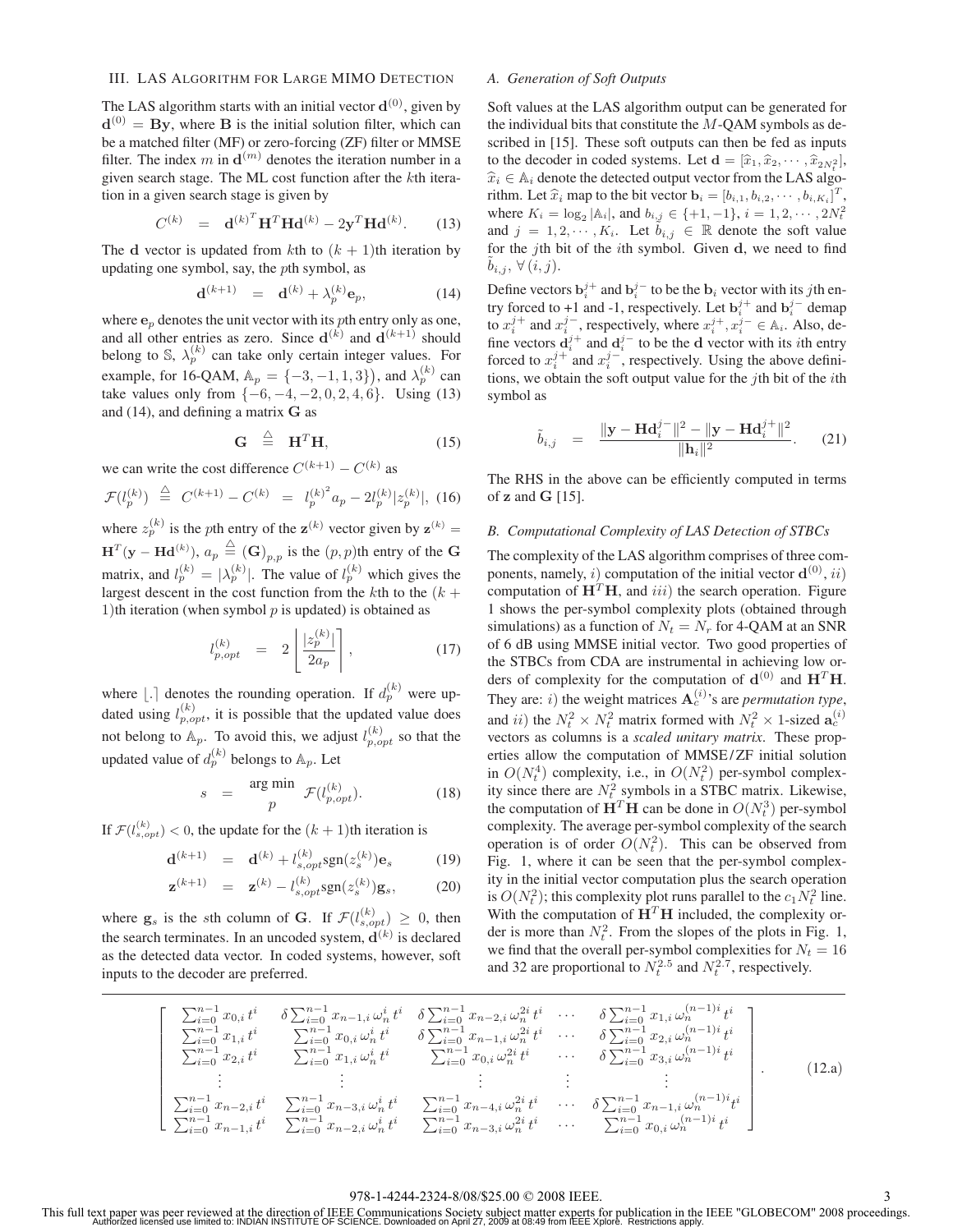### III. LAS Algorithm for Large MIMO Detection

The LAS algorithm starts with an initial vector $\mathbf{d}^{(0)}$, given by $\mathbf{d}^{(0)} = \mathbf{By}$, where $\mathbf{B}$ is the initial solution filter, which can be a matched filter (MF) or zero-forcing (ZF) filter or MMSE filter. The index $m$ in $\mathbf{d}^{(m)}$ denotes the iteration number in a given search stage. The ML cost function after the $k$th iteration in a given search stage is given by

$$C^{(k)} \;\; = \;\; {\mathbf{d}^{(k)}}^T \mathbf{H}^T\mathbf{H}\mathbf{d}^{(k)} - 2\mathbf{y}^T\mathbf{H}\mathbf{d}^{(k)}. \tag{13}$$

The $\mathbf{d}$ vector is updated from $k$th to $(k+1)$th iteration by updating one symbol, say, the $p$th symbol, as

$$\mathbf{d}^{(k+1)} \;\; = \;\; \mathbf{d}^{(k)} + \lambda_p^{(k)}\mathbf{e}_p, \tag{14}$$

where $\mathbf{e}_p$ denotes the unit vector with its $p$th entry only as one, and all other entries as zero. Since $\mathbf{d}^{(k)}$ and $\mathbf{d}^{(k+1)}$ should belong to $\mathbb{S}$, $\lambda_p^{(k)}$ can take only certain integer values. For example, for 16-QAM, $\mathbb{A}_p = \{-3,-1,1,3\}$), and $\lambda_p^{(k)}$ can take values only from $\{-6,-4,-2,0,2,4,6\}$. Using (13) and (14), and defining a matrix $\mathbf{G}$ as

$$\mathbf{G} \;\; \stackrel{\triangle}{=} \;\; \mathbf{H}^T\mathbf{H}, \tag{15}$$

we can write the cost difference $C^{(k+1)} - C^{(k)}$ as

$$\mathcal{F}(l_p^{(k)}) \;\stackrel{\triangle}{=}\; C^{(k+1)} - C^{(k)} \;\; = \;\; {l_p^{(k)}}^2 a_p - 2l_p^{(k)}|z_p^{(k)}|, \tag{16}$$

where $z_p^{(k)}$ is the $p$th entry of the $\mathbf{z}^{(k)}$ vector given by $\mathbf{z}^{(k)} = \mathbf{H}^T(\mathbf{y} - \mathbf{H}\mathbf{d}^{(k)})$, $a_p \stackrel{\triangle}{=} (\mathbf{G})_{p,p}$ is the $(p,p)$th entry of the $\mathbf{G}$ matrix, and $l_p^{(k)} = |\lambda_p^{(k)}|$. The value of $l_p^{(k)}$ which gives the largest descent in the cost function from the $k$th to the $(k+1)$th iteration (when symbol $p$ is updated) is obtained as

$$l_{p,opt}^{(k)} \;\; = \;\; 2\left\lfloor \frac{|z_p^{(k)}|}{2a_p} \right\rceil, \tag{17}$$

where $\lfloor . \rceil$ denotes the rounding operation. If $d_p^{(k)}$ were updated using $l_{p,opt}^{(k)}$, it is possible that the updated value does not belong to $\mathbb{A}_p$. To avoid this, we adjust $l_{p,opt}^{(k)}$ so that the updated value of $d_p^{(k)}$ belongs to $\mathbb{A}_p$. Let

$$s \;\; = \;\; \mathop{\arg\min}_{p} \; \mathcal{F}(l_{p,opt}^{(k)}). \tag{18}$$

If $\mathcal{F}(l_{s,opt}^{(k)}) < 0$, the update for the $(k+1)$th iteration is

$$\mathbf{d}^{(k+1)} \;\; = \;\; \mathbf{d}^{(k)} + l_{s,opt}^{(k)}\mathrm{sgn}(z_s^{(k)})\mathbf{e}_s \tag{19}$$

$$\mathbf{z}^{(k+1)} \;\; = \;\; \mathbf{z}^{(k)} - l_{s,opt}^{(k)}\mathrm{sgn}(z_s^{(k)})\mathbf{g}_s, \tag{20}$$

where $\mathbf{g}_s$ is the $s$th column of $\mathbf{G}$. If $\mathcal{F}(l_{s,opt}^{(k)}) \geq 0$, then the search terminates. In an uncoded system, $\mathbf{d}^{(k)}$ is declared as the detected data vector. In coded systems, however, soft inputs to the decoder are preferred.

#### *A. Generation of Soft Outputs*

Soft values at the LAS algorithm output can be generated for the individual bits that constitute the $M$-QAM symbols as described in [15]. These soft outputs can then be fed as inputs to the decoder in coded systems. Let $\mathbf{d} = [\widehat{x}_1, \widehat{x}_2, \cdots, \widehat{x}_{2N_t^2}]$, $\widehat{x}_i \in \mathbb{A}_i$ denote the detected output vector from the LAS algorithm. Let $\widehat{x}_i$ map to the bit vector $\mathbf{b}_i = [b_{i,1}, b_{i,2}, \cdots, b_{i,K_i}]^T$, where $K_i = \log_2|\mathbb{A}_i|$, and $b_{i,j} \in \{+1,-1\}$, $i = 1,2,\cdots,2N_t^2$ and $j = 1,2,\cdots,K_i$. Let $\tilde{b}_{i,j} \in \mathbb{R}$ denote the soft value for the $j$th bit of the $i$th symbol. Given $\mathbf{d}$, we need to find $\tilde{b}_{i,j}, \forall (i,j)$.

Define vectors $\mathbf{b}_i^{j+}$ and $\mathbf{b}_i^{j-}$ to be the $\mathbf{b}_i$ vector with its $j$th entry forced to +1 and -1, respectively. Let $\mathbf{b}_i^{j+}$ and $\mathbf{b}_i^{j-}$ demap to $x_i^{j+}$ and $x_i^{j-}$, respectively, where $x_i^{j+}, x_i^{j-} \in \mathbb{A}_i$. Also, define vectors $\mathbf{d}_i^{j+}$ and $\mathbf{d}_i^{j-}$ to be the $\mathbf{d}$ vector with its $i$th entry forced to $x_i^{j+}$ and $x_i^{j-}$, respectively. Using the above definitions, we obtain the soft output value for the $j$th bit of the $i$th symbol as

$$\tilde{b}_{i,j} \;\; = \;\; \frac{\|\mathbf{y} - \mathbf{H}\mathbf{d}_i^{j-}\|^2 - \|\mathbf{y} - \mathbf{H}\mathbf{d}_i^{j+}\|^2}{\|\mathbf{h}_i\|^2}. \tag{21}$$

The RHS in the above can be efficiently computed in terms of $\mathbf{z}$ and $\mathbf{G}$ [15].

#### *B. Computational Complexity of LAS Detection of STBCs*

The complexity of the LAS algorithm comprises of three components, namely, $i)$ computation of the initial vector $\mathbf{d}^{(0)}$, $ii)$ computation of $\mathbf{H}^T\mathbf{H}$, and $iii)$ the search operation. Figure 1 shows the per-symbol complexity plots (obtained through simulations) as a function of $N_t = N_r$ for 4-QAM at an SNR of 6 dB using MMSE initial vector. Two good properties of the STBCs from CDA are instrumental in achieving low orders of complexity for the computation of $\mathbf{d}^{(0)}$ and $\mathbf{H}^T\mathbf{H}$. They are: $i)$ the weight matrices $\mathbf{A}_c^{(i)}$'s are *permutation type*, and $ii)$ the $N_t^2 \times N_t^2$ matrix formed with $N_t^2 \times 1$-sized $\mathbf{a}_c^{(i)}$ vectors as columns is a *scaled unitary matrix*. These properties allow the computation of MMSE/ZF initial solution in $O(N_t^4)$ complexity, i.e., in $O(N_t^2)$ per-symbol complexity since there are $N_t^2$ symbols in a STBC matrix. Likewise, the computation of $\mathbf{H}^T\mathbf{H}$ can be done in $O(N_t^3)$ per-symbol complexity. The average per-symbol complexity of the search operation is of order $O(N_t^2)$. This can be observed from Fig. 1, where it can be seen that the per-symbol complexity in the initial vector computation plus the search operation is $O(N_t^2)$; this complexity plot runs parallel to the $c_1N_t^2$ line. With the computation of $\mathbf{H}^T\mathbf{H}$ included, the complexity order is more than $N_t^2$. From the slopes of the plots in Fig. 1, we find that the overall per-symbol complexities for $N_t = 16$ and 32 are proportional to $N_t^{2.5}$ and $N_t^{2.7}$, respectively.

$$\left[\begin{array}{ccccc}
\sum_{i=0}^{n-1} x_{0,i}\, t^i & \delta\sum_{i=0}^{n-1} x_{n-1,i}\, \omega_n^i\, t^i & \delta\sum_{i=0}^{n-1} x_{n-2,i}\, \omega_n^{2i}\, t^i & \cdots & \delta\sum_{i=0}^{n-1} x_{1,i}\, \omega_n^{(n-1)i}\, t^i \\
\sum_{i=0}^{n-1} x_{1,i}\, t^i & \sum_{i=0}^{n-1} x_{0,i}\, \omega_n^i\, t^i & \delta\sum_{i=0}^{n-1} x_{n-1,i}\, \omega_n^{2i}\, t^i & \cdots & \delta\sum_{i=0}^{n-1} x_{2,i}\, \omega_n^{(n-1)i}\, t^i \\
\sum_{i=0}^{n-1} x_{2,i}\, t^i & \sum_{i=0}^{n-1} x_{1,i}\, \omega_n^i\, t^i & \sum_{i=0}^{n-1} x_{0,i}\, \omega_n^{2i}\, t^i & \cdots & \delta\sum_{i=0}^{n-1} x_{3,i}\, \omega_n^{(n-1)i}\, t^i \\
\vdots & \vdots & \vdots & \vdots & \vdots \\
\sum_{i=0}^{n-1} x_{n-2,i}\, t^i & \sum_{i=0}^{n-1} x_{n-3,i}\, \omega_n^i\, t^i & \sum_{i=0}^{n-1} x_{n-4,i}\, \omega_n^{2i}\, t^i & \cdots & \delta\sum_{i=0}^{n-1} x_{n-1,i}\, \omega_n^{(n-1)i} t^i \\
\sum_{i=0}^{n-1} x_{n-1,i}\, t^i & \sum_{i=0}^{n-1} x_{n-2,i}\, \omega_n^i\, t^i & \sum_{i=0}^{n-1} x_{n-3,i}\, \omega_n^{2i}\, t^i & \cdots & \sum_{i=0}^{n-1} x_{0,i}\, \omega_n^{(n-1)i}\, t^i
\end{array}\right]. \tag{12.a}$$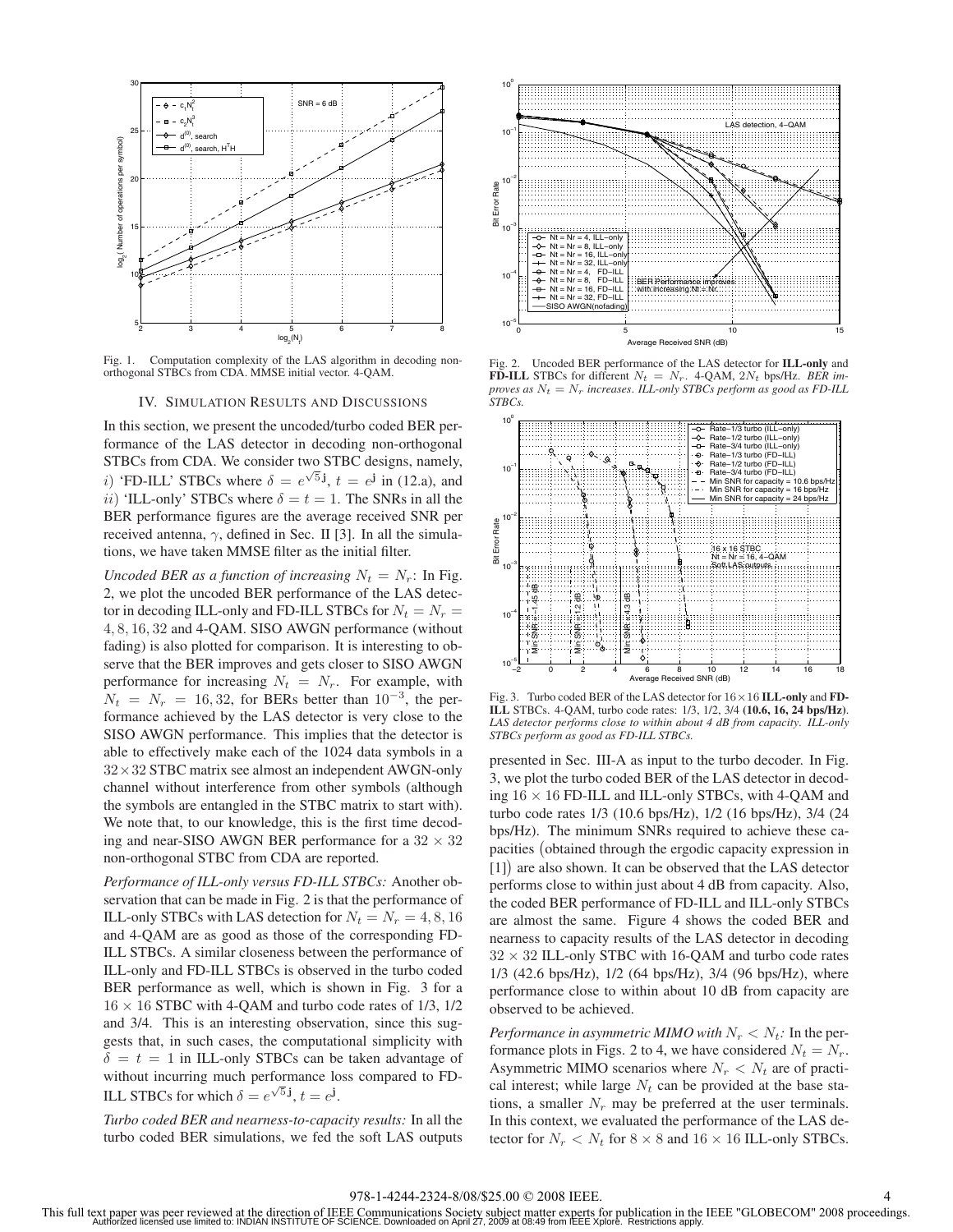Fig. 1. Computation complexity of the LAS algorithm in decoding non-orthogonal STBCs from CDA. MMSE initial vector. 4-QAM.

## IV. Simulation Results and Discussions

In this section, we present the uncoded/turbo coded BER performance of the LAS detector in decoding non-orthogonal STBCs from CDA. We consider two STBC designs, namely, $i)$ 'FD-ILL' STBCs where $\delta = e^{\sqrt{5}\mathbf{j}}$, $t = e^{\mathbf{j}}$ in (12.a), and $ii)$ 'ILL-only' STBCs where $\delta = t = 1$. The SNRs in all the BER performance figures are the average received SNR per received antenna, $\gamma$, defined in Sec. II [3]. In all the simulations, we have taken MMSE filter as the initial filter.

*Uncoded BER as a function of increasing $N_t = N_r$:* In Fig. 2, we plot the uncoded BER performance of the LAS detector in decoding ILL-only and FD-ILL STBCs for $N_t = N_r = 4, 8, 16, 32$ and 4-QAM. SISO AWGN performance (without fading) is also plotted for comparison. It is interesting to observe that the BER improves and gets closer to SISO AWGN performance for increasing $N_t = N_r$. For example, with $N_t = N_r = 16, 32$, for BERs better than $10^{-3}$, the performance achieved by the LAS detector is very close to the SISO AWGN performance. This implies that the detector is able to effectively make each of the 1024 data symbols in a $32 \times 32$ STBC matrix see almost an independent AWGN-only channel without interference from other symbols (although the symbols are entangled in the STBC matrix to start with). We note that, to our knowledge, this is the first time decoding and near-SISO AWGN BER performance for a $32 \times 32$ non-orthogonal STBC from CDA are reported.

*Performance of ILL-only versus FD-ILL STBCs:* Another observation that can be made in Fig. 2 is that the performance of ILL-only STBCs with LAS detection for $N_t = N_r = 4, 8, 16$ and 4-QAM are as good as those of the corresponding FD-ILL STBCs. A similar closeness between the performance of ILL-only and FD-ILL STBCs is observed in the turbo coded BER performance as well, which is shown in Fig. 3 for a $16 \times 16$ STBC with 4-QAM and turbo code rates of 1/3, 1/2 and 3/4. This is an interesting observation, since this suggests that, in such cases, the computational simplicity with $\delta = t = 1$ in ILL-only STBCs can be taken advantage of without incurring much performance loss compared to FD-ILL STBCs for which $\delta = e^{\sqrt{5}\mathbf{j}}$, $t = e^{\mathbf{j}}$.

*Turbo coded BER and nearness-to-capacity results:* In all the turbo coded BER simulations, we fed the soft LAS outputs presented in Sec. III-A as input to the turbo decoder. In Fig. 3, we plot the turbo coded BER of the LAS detector in decoding $16 \times 16$ FD-ILL and ILL-only STBCs, with 4-QAM and turbo code rates 1/3 (10.6 bps/Hz), 1/2 (16 bps/Hz), 3/4 (24 bps/Hz). The minimum SNRs required to achieve these capacities (obtained through the ergodic capacity expression in [1]) are also shown. It can be observed that the LAS detector performs close to within just about 4 dB from capacity. Also, the coded BER performance of FD-ILL and ILL-only STBCs are almost the same. Figure 4 shows the coded BER and nearness to capacity results of the LAS detector in decoding $32 \times 32$ ILL-only STBC with 16-QAM and turbo code rates 1/3 (42.6 bps/Hz), 1/2 (64 bps/Hz), 3/4 (96 bps/Hz), where performance close to within about 10 dB from capacity are observed to be achieved.

Fig. 2. Uncoded BER performance of the LAS detector for **ILL-only** and **FD-ILL** STBCs for different $N_t = N_r$. 4-QAM, $2N_t$ bps/Hz. *BER improves as $N_t = N_r$ increases. ILL-only STBCs perform as good as FD-ILL STBCs.*

Fig. 3. Turbo coded BER of the LAS detector for $16 \times 16$ **ILL-only** and **FD-ILL** STBCs. 4-QAM, turbo code rates: 1/3, 1/2, 3/4 (**10.6, 16, 24 bps/Hz**). *LAS detector performs close to within about 4 dB from capacity. ILL-only STBCs perform as good as FD-ILL STBCs.*

*Performance in asymmetric MIMO with $N_r < N_t$:* In the performance plots in Figs. 2 to 4, we have considered $N_t = N_r$. Asymmetric MIMO scenarios where $N_r < N_t$ are of practical interest; while large $N_t$ can be provided at the base stations, a smaller $N_r$ may be preferred at the user terminals. In this context, we evaluated the performance of the LAS detector for $N_r < N_t$ for $8 \times 8$ and $16 \times 16$ ILL-only STBCs.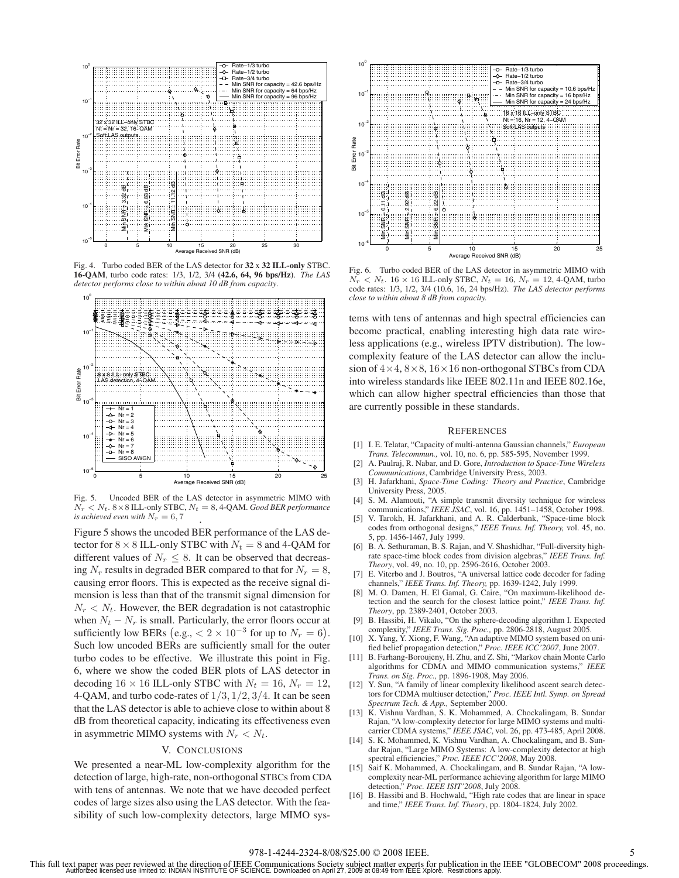Rate–1/3 turbo
Rate–1/2 turbo
Rate–3/4 turbo
Min SNR for capacity = 42.6 bps/Hz
Min SNR for capacity = 64 bps/Hz
Min SNR for capacity = 96 bps/Hz
32 x 32 ILL–only STBC
Nt = Nr = 32, 16–QAM
Soft LAS outputs
Min SNR = 3.32 dB
Min SNR = 6.83 dB
Min SNR = 11.12 dB
Bit Error Rate
Average Received SNR (dB)

Fig. 4. Turbo coded BER of the LAS detector for **32** x **32 ILL-only** STBC. **16-QAM**, turbo code rates: 1/3, 1/2, 3/4 (**42.6, 64, 96 bps/Hz**). *The LAS detector performs close to within about 10 dB from capacity.*

8 x 8 ILL–only STBC
LAS detection, 4–QAM
Nr = 1
Nr = 2
Nr = 3
Nr = 4
Nr = 5
Nr = 6
Nr = 7
Nr = 8
SISO AWGN
Bit Error Rate
Average Received SNR (dB)

Fig. 5. Uncoded BER of the LAS detector in asymmetric MIMO with $N_r < N_t$. $8\times8$ ILL-only STBC, $N_t = 8$, 4-QAM. *Good BER performance is achieved even with* $N_r = 6, 7$

Figure 5 shows the uncoded BER performance of the LAS detector for $8 \times 8$ ILL-only STBC with $N_t = 8$ and 4-QAM for different values of $N_r \leq 8$. It can be observed that decreasing $N_r$ results in degraded BER compared to that for $N_r = 8$, causing error floors. This is expected as the receive signal dimension is less than that of the transmit signal dimension for $N_r < N_t$. However, the BER degradation is not catastrophic when $N_t - N_r$ is small. Particularly, the error floors occur at sufficiently low BERs $\big($e.g., $< 2 \times 10^{-3}$ for up to $N_r = 6\big)$. Such low uncoded BERs are sufficiently small for the outer turbo codes to be effective. We illustrate this point in Fig. 6, where we show the coded BER plots of LAS detector in decoding $16 \times 16$ ILL-only STBC with $N_t = 16$, $N_r = 12$, 4-QAM, and turbo code-rates of $1/3, 1/2, 3/4$. It can be seen that the LAS detector is able to achieve close to within about 8 dB from theoretical capacity, indicating its effectiveness even in asymmetric MIMO systems with $N_r < N_t$.

## V. Conclusions

We presented a near-ML low-complexity algorithm for the detection of large, high-rate, non-orthogonal STBCs from CDA with tens of antennas. We note that we have decoded perfect codes of large sizes also using the LAS detector. With the feasibility of such low-complexity detectors, large MIMO systems with tens of antennas and high spectral efficiencies can become practical, enabling interesting high data rate wireless applications (e.g., wireless IPTV distribution). The low-complexity feature of the LAS detector can allow the inclusion of $4\times4$, $8\times8$, $16\times16$ non-orthogonal STBCs from CDA into wireless standards like IEEE 802.11n and IEEE 802.16e, which can allow higher spectral efficiencies than those that are currently possible in these standards.

Rate–1/3 turbo
Rate–1/2 turbo
Rate–3/4 turbo
Min SNR for capacity = 10.6 bps/Hz
Min SNR for capacity = 16 bps/Hz
Min SNR for capacity = 24 bps/Hz
16 x 16 ILL–only STBC
Nt = 16, Nr = 12, 4–QAM
Soft LAS outputs
Min SNR = 0.11 dB
Min SNR = 2.92 dB
Min SNR = 6.22 dB
Bit Error Rate
Average Received SNR (dB)

Fig. 6. Turbo coded BER of the LAS detector in asymmetric MIMO with $N_r < N_t$. $16 \times 16$ ILL-only STBC, $N_t = 16$, $N_r = 12$, 4-QAM, turbo code rates: 1/3, 1/2, 3/4 (10.6, 16, 24 bps/Hz). *The LAS detector performs close to within about 8 dB from capacity.*

## References

[1] I. E. Telatar, "Capacity of multi-antenna Gaussian channels," *European Trans. Telecommun.,* vol. 10, no. 6, pp. 585-595, November 1999.

[2] A. Paulraj, R. Nabar, and D. Gore, *Introduction to Space-Time Wireless Communications*, Cambridge University Press, 2003.

[3] H. Jafarkhani, *Space-Time Coding: Theory and Practice*, Cambridge University Press, 2005.

[4] S. M. Alamouti, "A simple transmit diversity technique for wireless communications," *IEEE JSAC*, vol. 16, pp. 1451–1458, October 1998.

[5] V. Tarokh, H. Jafarkhani, and A. R. Calderbank, "Space-time block codes from orthogonal designs," *IEEE Trans. Inf. Theory,* vol. 45, no. 5, pp. 1456-1467, July 1999.

[6] B. A. Sethuraman, B. S. Rajan, and V. Shashidhar, "Full-diversity high-rate space-time block codes from division algebras," *IEEE Trans. Inf. Theory*, vol. 49, no. 10, pp. 2596-2616, October 2003.

[7] E. Viterbo and J. Boutros, "A universal lattice code decoder for fading channels," *IEEE Trans. Inf. Theory,* pp. 1639-1242, July 1999.

[8] M. O. Damen, H. El Gamal, G. Caire, "On maximum-likelihood detection and the search for the closest lattice point," *IEEE Trans. Inf. Theory*, pp. 2389-2401, October 2003.

[9] B. Hassibi, H. Vikalo, "On the sphere-decoding algorithm I. Expected complexity," *IEEE Trans. Sig. Proc.,* pp. 2806-2818, August 2005.

[10] X. Yang, Y. Xiong, F. Wang, "An adaptive MIMO system based on unified belief propagation detection," *Proc. IEEE ICC'2007*, June 2007.

[11] B. Farhang-Boroujeny, H. Zhu, and Z. Shi, "Markov chain Monte Carlo algorithms for CDMA and MIMO communication systems," *IEEE Trans. on Sig. Proc.,* pp. 1896-1908, May 2006.

[12] Y. Sun, "A family of linear complexity likelihood ascent search detectors for CDMA multiuser detection," *Proc. IEEE Intl. Symp. on Spread Spectrum Tech. & App.,* September 2000.

[13] K. Vishnu Vardhan, S. K. Mohammed, A. Chockalingam, B. Sundar Rajan, "A low-complexity detector for large MIMO systems and multicarrier CDMA systems," *IEEE JSAC*, vol. 26, pp. 473-485, April 2008.

[14] S. K. Mohammed, K. Vishnu Vardhan, A. Chockalingam, and B. Sundar Rajan, "Large MIMO Systems: A low-complexity detector at high spectral efficiencies," *Proc. IEEE ICC'2008*, May 2008.

[15] Saif K. Mohammed, A. Chockalingam, and B. Sundar Rajan, "A low-complexity near-ML performance achieving algorithm for large MIMO detection," *Proc. IEEE ISIT'2008*, July 2008.

[16] B. Hassibi and B. Hochwald, "High rate codes that are linear in space and time," *IEEE Trans. Inf. Theory*, pp. 1804-1824, July 2002.